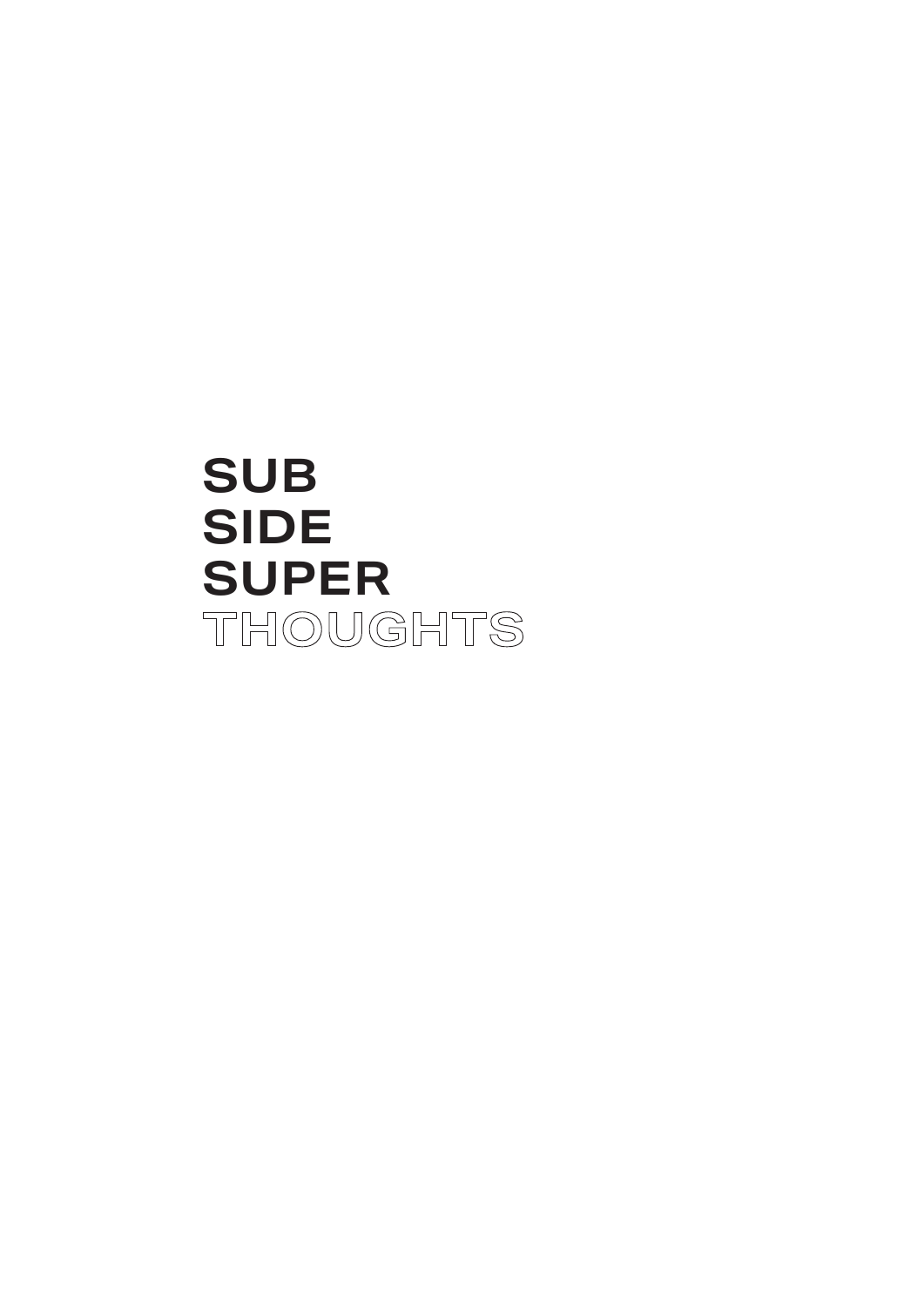# SUB
# SIDE
# SUPER
# THOUGHTS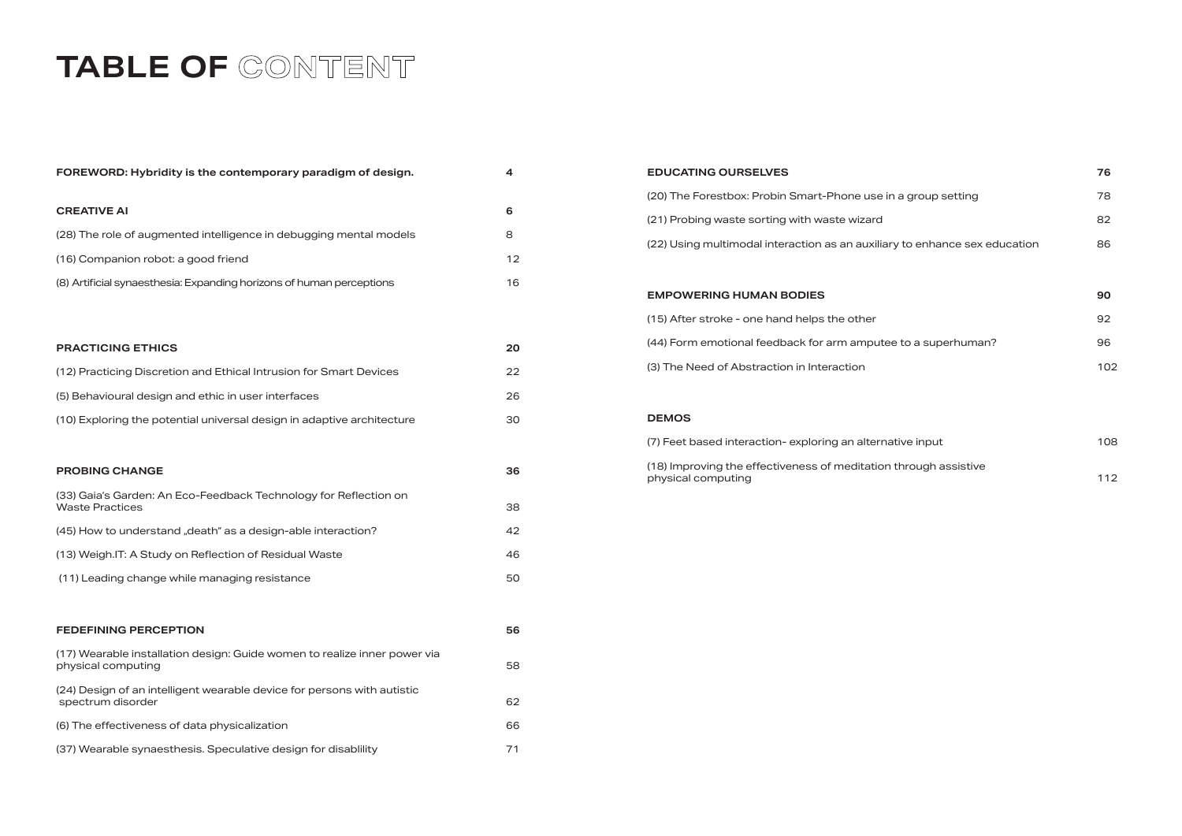# TABLE OF CONTENT

| | |
|---|---|
| **FOREWORD: Hybridity is the contemporary paradigm of design.** | **4** |
| **CREATIVE AI** | **6** |
| (28) The role of augmented intelligence in debugging mental models | 8 |
| (16) Companion robot: a good friend | 12 |
| (8) Artificial synaesthesia: Expanding horizons of human perceptions | 16 |
| **PRACTICING ETHICS** | **20** |
| (12) Practicing Discretion and Ethical Intrusion for Smart Devices | 22 |
| (5) Behavioural design and ethic in user interfaces | 26 |
| (10) Exploring the potential universal design in adaptive architecture | 30 |
| **PROBING CHANGE** | **36** |
| (33) Gaia's Garden: An Eco-Feedback Technology for Reflection on Waste Practices | 38 |
| (45) How to understand „death" as a design-able interaction? | 42 |
| (13) Weigh.IT: A Study on Reflection of Residual Waste | 46 |
| (11) Leading change while managing resistance | 50 |
| **FEDEFINING PERCEPTION** | **56** |
| (17) Wearable installation design: Guide women to realize inner power via physical computing | 58 |
| (24) Design of an intelligent wearable device for persons with autistic spectrum disorder | 62 |
| (6) The effectiveness of data physicalization | 66 |
| (37) Wearable synaesthesis. Speculative design for disablility | 71 |
| **EDUCATING OURSELVES** | **76** |
| (20) The Forestbox: Probin Smart-Phone use in a group setting | 78 |
| (21) Probing waste sorting with waste wizard | 82 |
| (22) Using multimodal interaction as an auxiliary to enhance sex education | 86 |
| **EMPOWERING HUMAN BODIES** | **90** |
| (15) After stroke - one hand helps the other | 92 |
| (44) Form emotional feedback for arm amputee to a superhuman? | 96 |
| (3) The Need of Abstraction in Interaction | 102 |
| **DEMOS** | |
| (7) Feet based interaction- exploring an alternative input | 108 |
| (18) Improving the effectiveness of meditation through assistive physical computing | 112 |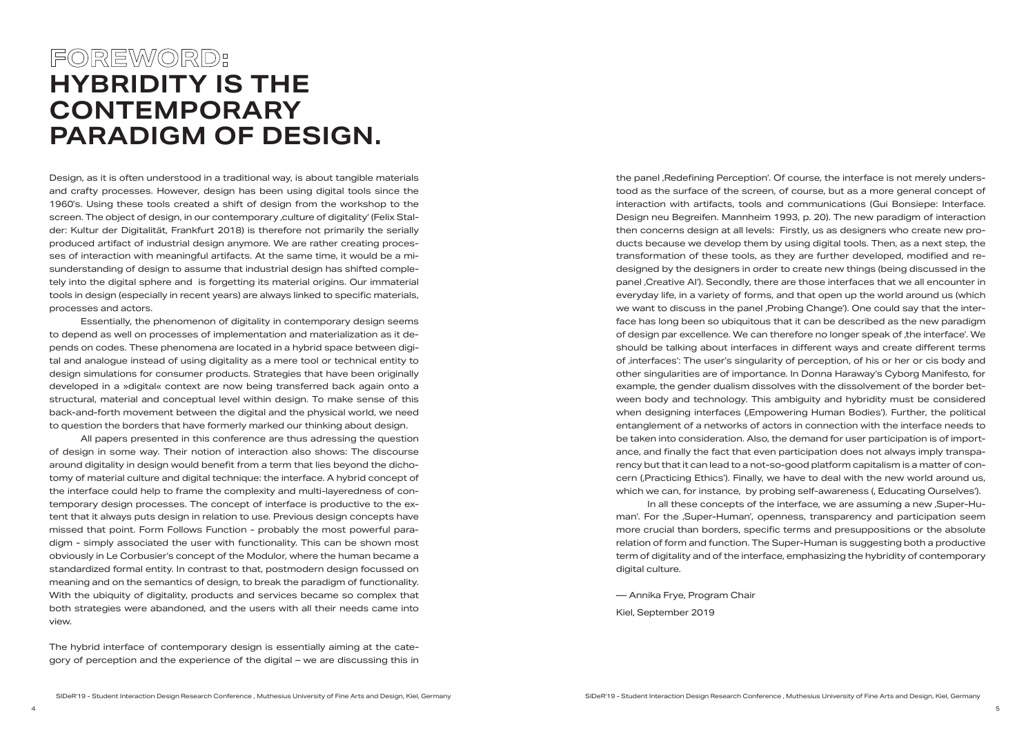# FOREWORD: HYBRIDITY IS THE CONTEMPORARY PARADIGM OF DESIGN.

Design, as it is often understood in a traditional way, is about tangible materials and crafty processes. However, design has been using digital tools since the 1960's. Using these tools created a shift of design from the workshop to the screen. The object of design, in our contemporary ‚culture of digitality' (Felix Stalder: Kultur der Digitalität, Frankfurt 2018) is therefore not primarily the serially produced artifact of industrial design anymore. We are rather creating processes of interaction with meaningful artifacts. At the same time, it would be a misunderstanding of design to assume that industrial design has shifted completely into the digital sphere and is forgetting its material origins. Our immaterial tools in design (especially in recent years) are always linked to specific materials, processes and actors.

Essentially, the phenomenon of digitality in contemporary design seems to depend as well on processes of implementation and materialization as it depends on codes. These phenomena are located in a hybrid space between digital and analogue instead of using digitality as a mere tool or technical entity to design simulations for consumer products. Strategies that have been originally developed in a »digital« context are now being transferred back again onto a structural, material and conceptual level within design. To make sense of this back-and-forth movement between the digital and the physical world, we need to question the borders that have formerly marked our thinking about design.

All papers presented in this conference are thus adressing the question of design in some way. Their notion of interaction also shows: The discourse around digitality in design would benefit from a term that lies beyond the dichotomy of material culture and digital technique: the interface. A hybrid concept of the interface could help to frame the complexity and multi-layeredness of contemporary design processes. The concept of interface is productive to the extent that it always puts design in relation to use. Previous design concepts have missed that point. Form Follows Function - probably the most powerful paradigm - simply associated the user with functionality. This can be shown most obviously in Le Corbusier's concept of the Modulor, where the human became a standardized formal entity. In contrast to that, postmodern design focussed on meaning and on the semantics of design, to break the paradigm of functionality. With the ubiquity of digitality, products and services became so complex that both strategies were abandoned, and the users with all their needs came into view.

The hybrid interface of contemporary design is essentially aiming at the category of perception and the experience of the digital – we are discussing this in the panel ‚Redefining Perception'. Of course, the interface is not merely understood as the surface of the screen, of course, but as a more general concept of interaction with artifacts, tools and communications (Gui Bonsiepe: Interface. Design neu Begreifen. Mannheim 1993, p. 20). The new paradigm of interaction then concerns design at all levels: Firstly, us as designers who create new products because we develop them by using digital tools. Then, as a next step, the transformation of these tools, as they are further developed, modified and redesigned by the designers in order to create new things (being discussed in the panel ‚Creative AI'). Secondly, there are those interfaces that we all encounter in everyday life, in a variety of forms, and that open up the world around us (which we want to discuss in the panel ‚Probing Change'). One could say that the interface has long been so ubiquitous that it can be described as the new paradigm of design par excellence. We can therefore no longer speak of ‚the interface'. We should be talking about interfaces in different ways and create different terms of ‚interfaces': The user's singularity of perception, of his or her or cis body and other singularities are of importance. In Donna Haraway's Cyborg Manifesto, for example, the gender dualism dissolves with the dissolvement of the border between body and technology. This ambiguity and hybridity must be considered when designing interfaces (‚Empowering Human Bodies'). Further, the political entanglement of a networks of actors in connection with the interface needs to be taken into consideration. Also, the demand for user participation is of importance, and finally the fact that even participation does not always imply transparency but that it can lead to a not-so-good platform capitalism is a matter of concern (‚Practicing Ethics'). Finally, we have to deal with the new world around us, which we can, for instance, by probing self-awareness (‚ Educating Ourselves').

In all these concepts of the interface, we are assuming a new ‚Super-Human'. For the ‚Super-Human', openness, transparency and participation seem more crucial than borders, specific terms and presuppositions or the absolute relation of form and function. The Super-Human is suggesting both a productive term of digitality and of the interface, emphasizing the hybridity of contemporary digital culture.

— Annika Frye, Program Chair

Kiel, September 2019